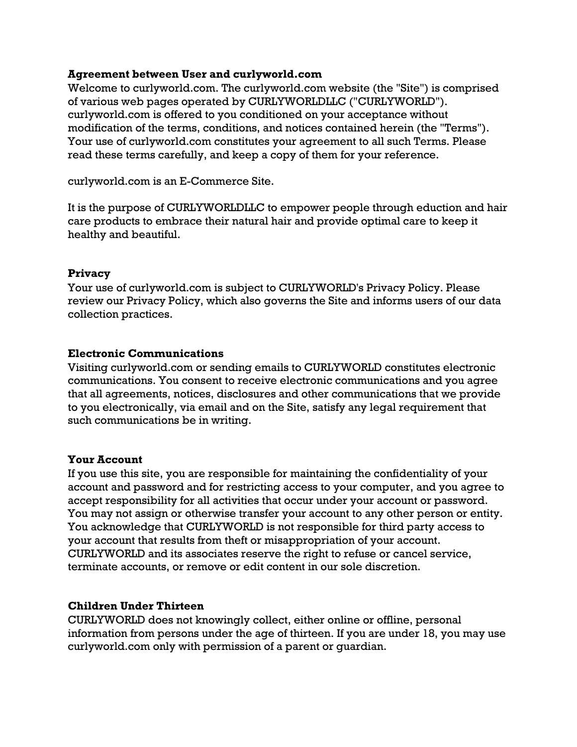**Agreement between User and curlyworld.com**

Welcome to curlyworld.com. The curlyworld.com website (the "Site") is comprised of various web pages operated by CURLYWORLDLLC ("CURLYWORLD"). curlyworld.com is offered to you conditioned on your acceptance without modification of the terms, conditions, and notices contained herein (the "Terms"). Your use of curlyworld.com constitutes your agreement to all such Terms. Please read these terms carefully, and keep a copy of them for your reference.

curlyworld.com is an E-Commerce Site.

It is the purpose of CURLYWORLDLLC to empower people through eduction and hair care products to embrace their natural hair and provide optimal care to keep it healthy and beautiful.

**Privacy**

Your use of curlyworld.com is subject to CURLYWORLD's Privacy Policy. Please review our Privacy Policy, which also governs the Site and informs users of our data collection practices.

**Electronic Communications**

Visiting curlyworld.com or sending emails to CURLYWORLD constitutes electronic communications. You consent to receive electronic communications and you agree that all agreements, notices, disclosures and other communications that we provide to you electronically, via email and on the Site, satisfy any legal requirement that such communications be in writing.

**Your Account**

If you use this site, you are responsible for maintaining the confidentiality of your account and password and for restricting access to your computer, and you agree to accept responsibility for all activities that occur under your account or password. You may not assign or otherwise transfer your account to any other person or entity. You acknowledge that CURLYWORLD is not responsible for third party access to your account that results from theft or misappropriation of your account. CURLYWORLD and its associates reserve the right to refuse or cancel service, terminate accounts, or remove or edit content in our sole discretion.

**Children Under Thirteen**

CURLYWORLD does not knowingly collect, either online or offline, personal information from persons under the age of thirteen. If you are under 18, you may use curlyworld.com only with permission of a parent or guardian.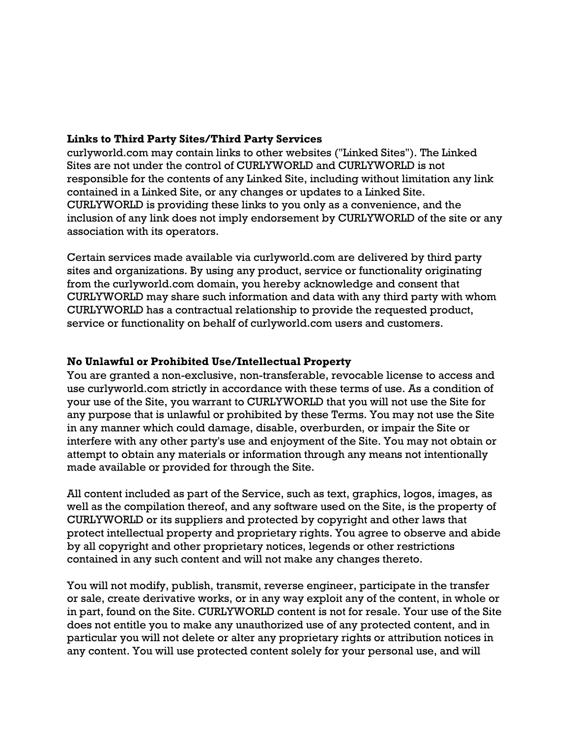**Links to Third Party Sites/Third Party Services**

curlyworld.com may contain links to other websites ("Linked Sites"). The Linked Sites are not under the control of CURLYWORLD and CURLYWORLD is not responsible for the contents of any Linked Site, including without limitation any link contained in a Linked Site, or any changes or updates to a Linked Site. CURLYWORLD is providing these links to you only as a convenience, and the inclusion of any link does not imply endorsement by CURLYWORLD of the site or any association with its operators.

Certain services made available via curlyworld.com are delivered by third party sites and organizations. By using any product, service or functionality originating from the curlyworld.com domain, you hereby acknowledge and consent that CURLYWORLD may share such information and data with any third party with whom CURLYWORLD has a contractual relationship to provide the requested product, service or functionality on behalf of curlyworld.com users and customers.

**No Unlawful or Prohibited Use/Intellectual Property**

You are granted a non-exclusive, non-transferable, revocable license to access and use curlyworld.com strictly in accordance with these terms of use. As a condition of your use of the Site, you warrant to CURLYWORLD that you will not use the Site for any purpose that is unlawful or prohibited by these Terms. You may not use the Site in any manner which could damage, disable, overburden, or impair the Site or interfere with any other party's use and enjoyment of the Site. You may not obtain or attempt to obtain any materials or information through any means not intentionally made available or provided for through the Site.

All content included as part of the Service, such as text, graphics, logos, images, as well as the compilation thereof, and any software used on the Site, is the property of CURLYWORLD or its suppliers and protected by copyright and other laws that protect intellectual property and proprietary rights. You agree to observe and abide by all copyright and other proprietary notices, legends or other restrictions contained in any such content and will not make any changes thereto.

You will not modify, publish, transmit, reverse engineer, participate in the transfer or sale, create derivative works, or in any way exploit any of the content, in whole or in part, found on the Site. CURLYWORLD content is not for resale. Your use of the Site does not entitle you to make any unauthorized use of any protected content, and in particular you will not delete or alter any proprietary rights or attribution notices in any content. You will use protected content solely for your personal use, and will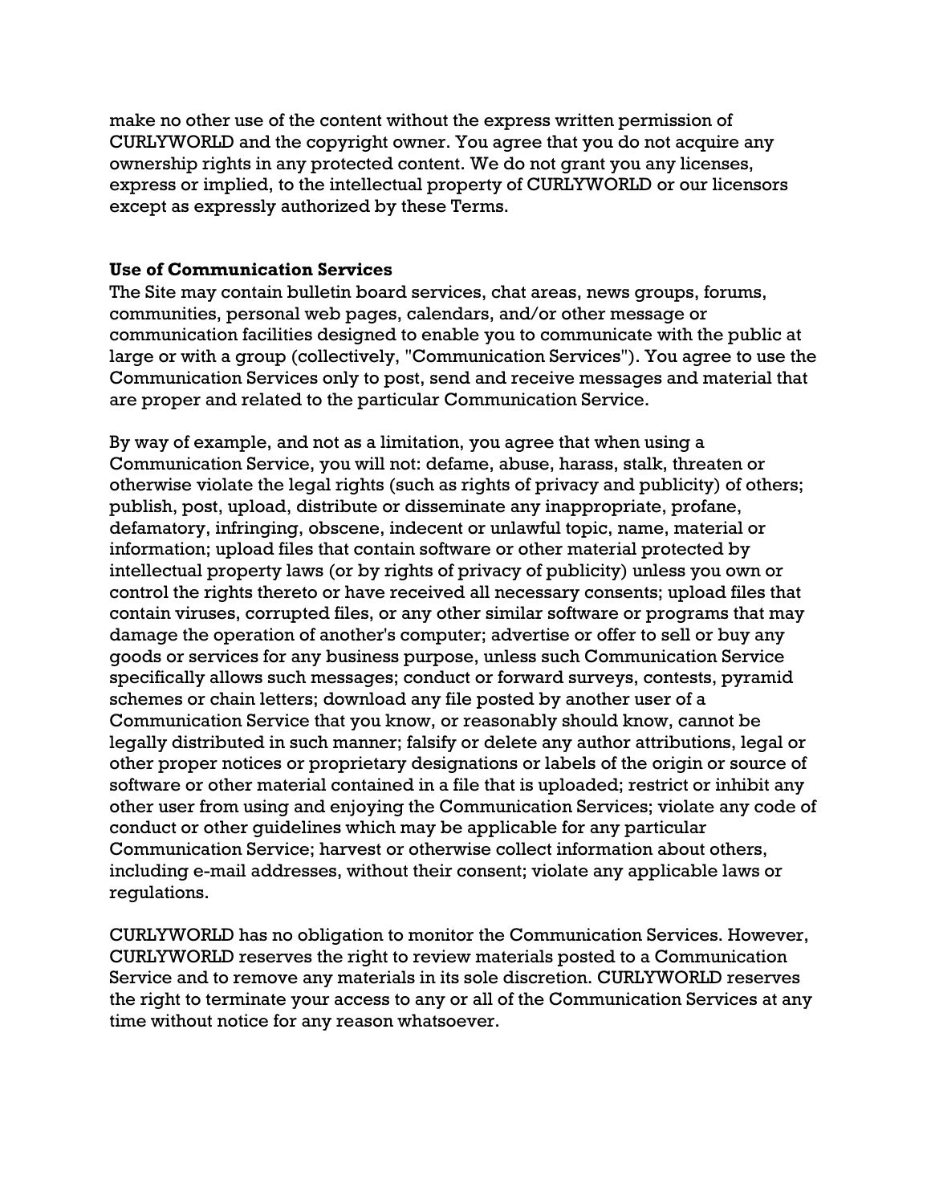make no other use of the content without the express written permission of CURLYWORLD and the copyright owner. You agree that you do not acquire any ownership rights in any protected content. We do not grant you any licenses, express or implied, to the intellectual property of CURLYWORLD or our licensors except as expressly authorized by these Terms.

**Use of Communication Services**

The Site may contain bulletin board services, chat areas, news groups, forums, communities, personal web pages, calendars, and/or other message or communication facilities designed to enable you to communicate with the public at large or with a group (collectively, "Communication Services"). You agree to use the Communication Services only to post, send and receive messages and material that are proper and related to the particular Communication Service.

By way of example, and not as a limitation, you agree that when using a Communication Service, you will not: defame, abuse, harass, stalk, threaten or otherwise violate the legal rights (such as rights of privacy and publicity) of others; publish, post, upload, distribute or disseminate any inappropriate, profane, defamatory, infringing, obscene, indecent or unlawful topic, name, material or information; upload files that contain software or other material protected by intellectual property laws (or by rights of privacy of publicity) unless you own or control the rights thereto or have received all necessary consents; upload files that contain viruses, corrupted files, or any other similar software or programs that may damage the operation of another's computer; advertise or offer to sell or buy any goods or services for any business purpose, unless such Communication Service specifically allows such messages; conduct or forward surveys, contests, pyramid schemes or chain letters; download any file posted by another user of a Communication Service that you know, or reasonably should know, cannot be legally distributed in such manner; falsify or delete any author attributions, legal or other proper notices or proprietary designations or labels of the origin or source of software or other material contained in a file that is uploaded; restrict or inhibit any other user from using and enjoying the Communication Services; violate any code of conduct or other guidelines which may be applicable for any particular Communication Service; harvest or otherwise collect information about others, including e-mail addresses, without their consent; violate any applicable laws or regulations.

CURLYWORLD has no obligation to monitor the Communication Services. However, CURLYWORLD reserves the right to review materials posted to a Communication Service and to remove any materials in its sole discretion. CURLYWORLD reserves the right to terminate your access to any or all of the Communication Services at any time without notice for any reason whatsoever.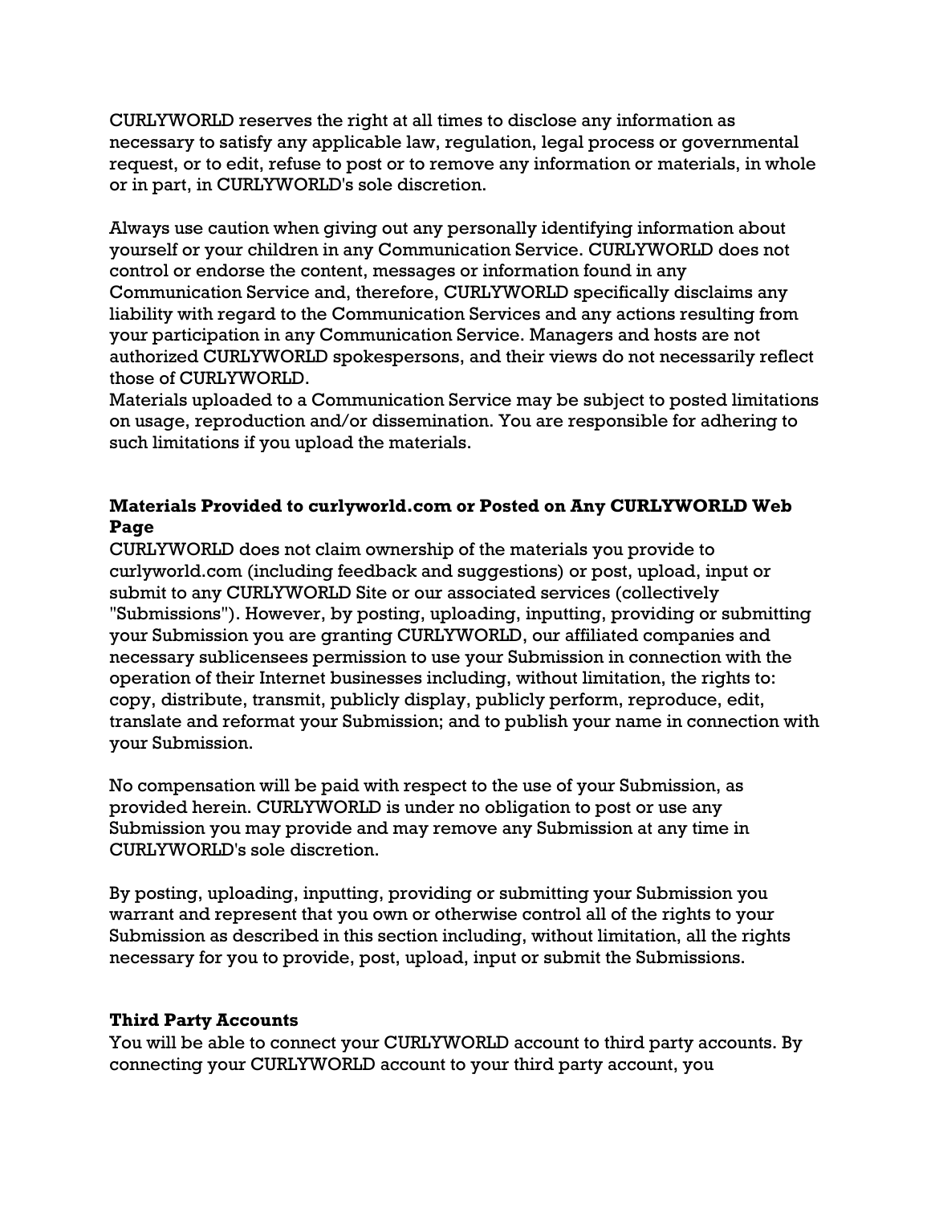CURLYWORLD reserves the right at all times to disclose any information as necessary to satisfy any applicable law, regulation, legal process or governmental request, or to edit, refuse to post or to remove any information or materials, in whole or in part, in CURLYWORLD's sole discretion.

Always use caution when giving out any personally identifying information about yourself or your children in any Communication Service. CURLYWORLD does not control or endorse the content, messages or information found in any Communication Service and, therefore, CURLYWORLD specifically disclaims any liability with regard to the Communication Services and any actions resulting from your participation in any Communication Service. Managers and hosts are not authorized CURLYWORLD spokespersons, and their views do not necessarily reflect those of CURLYWORLD.
Materials uploaded to a Communication Service may be subject to posted limitations on usage, reproduction and/or dissemination. You are responsible for adhering to such limitations if you upload the materials.

**Materials Provided to curlyworld.com or Posted on Any CURLYWORLD Web Page**
CURLYWORLD does not claim ownership of the materials you provide to curlyworld.com (including feedback and suggestions) or post, upload, input or submit to any CURLYWORLD Site or our associated services (collectively "Submissions"). However, by posting, uploading, inputting, providing or submitting your Submission you are granting CURLYWORLD, our affiliated companies and necessary sublicensees permission to use your Submission in connection with the operation of their Internet businesses including, without limitation, the rights to: copy, distribute, transmit, publicly display, publicly perform, reproduce, edit, translate and reformat your Submission; and to publish your name in connection with your Submission.

No compensation will be paid with respect to the use of your Submission, as provided herein. CURLYWORLD is under no obligation to post or use any Submission you may provide and may remove any Submission at any time in CURLYWORLD's sole discretion.

By posting, uploading, inputting, providing or submitting your Submission you warrant and represent that you own or otherwise control all of the rights to your Submission as described in this section including, without limitation, all the rights necessary for you to provide, post, upload, input or submit the Submissions.

**Third Party Accounts**
You will be able to connect your CURLYWORLD account to third party accounts. By connecting your CURLYWORLD account to your third party account, you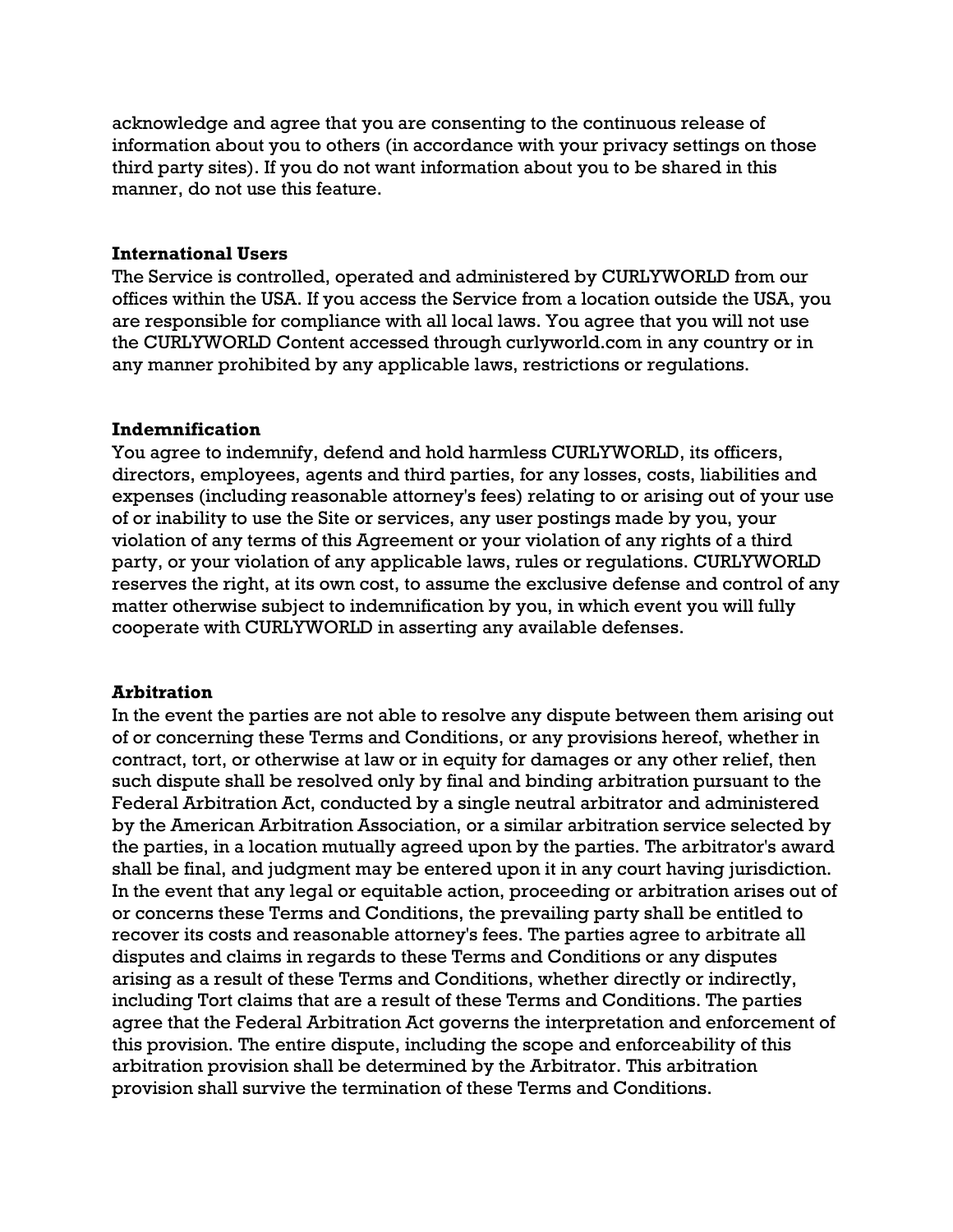acknowledge and agree that you are consenting to the continuous release of information about you to others (in accordance with your privacy settings on those third party sites). If you do not want information about you to be shared in this manner, do not use this feature.

**International Users**

The Service is controlled, operated and administered by CURLYWORLD from our offices within the USA. If you access the Service from a location outside the USA, you are responsible for compliance with all local laws. You agree that you will not use the CURLYWORLD Content accessed through curlyworld.com in any country or in any manner prohibited by any applicable laws, restrictions or regulations.

**Indemnification**

You agree to indemnify, defend and hold harmless CURLYWORLD, its officers, directors, employees, agents and third parties, for any losses, costs, liabilities and expenses (including reasonable attorney's fees) relating to or arising out of your use of or inability to use the Site or services, any user postings made by you, your violation of any terms of this Agreement or your violation of any rights of a third party, or your violation of any applicable laws, rules or regulations. CURLYWORLD reserves the right, at its own cost, to assume the exclusive defense and control of any matter otherwise subject to indemnification by you, in which event you will fully cooperate with CURLYWORLD in asserting any available defenses.

**Arbitration**

In the event the parties are not able to resolve any dispute between them arising out of or concerning these Terms and Conditions, or any provisions hereof, whether in contract, tort, or otherwise at law or in equity for damages or any other relief, then such dispute shall be resolved only by final and binding arbitration pursuant to the Federal Arbitration Act, conducted by a single neutral arbitrator and administered by the American Arbitration Association, or a similar arbitration service selected by the parties, in a location mutually agreed upon by the parties. The arbitrator's award shall be final, and judgment may be entered upon it in any court having jurisdiction. In the event that any legal or equitable action, proceeding or arbitration arises out of or concerns these Terms and Conditions, the prevailing party shall be entitled to recover its costs and reasonable attorney's fees. The parties agree to arbitrate all disputes and claims in regards to these Terms and Conditions or any disputes arising as a result of these Terms and Conditions, whether directly or indirectly, including Tort claims that are a result of these Terms and Conditions. The parties agree that the Federal Arbitration Act governs the interpretation and enforcement of this provision. The entire dispute, including the scope and enforceability of this arbitration provision shall be determined by the Arbitrator. This arbitration provision shall survive the termination of these Terms and Conditions.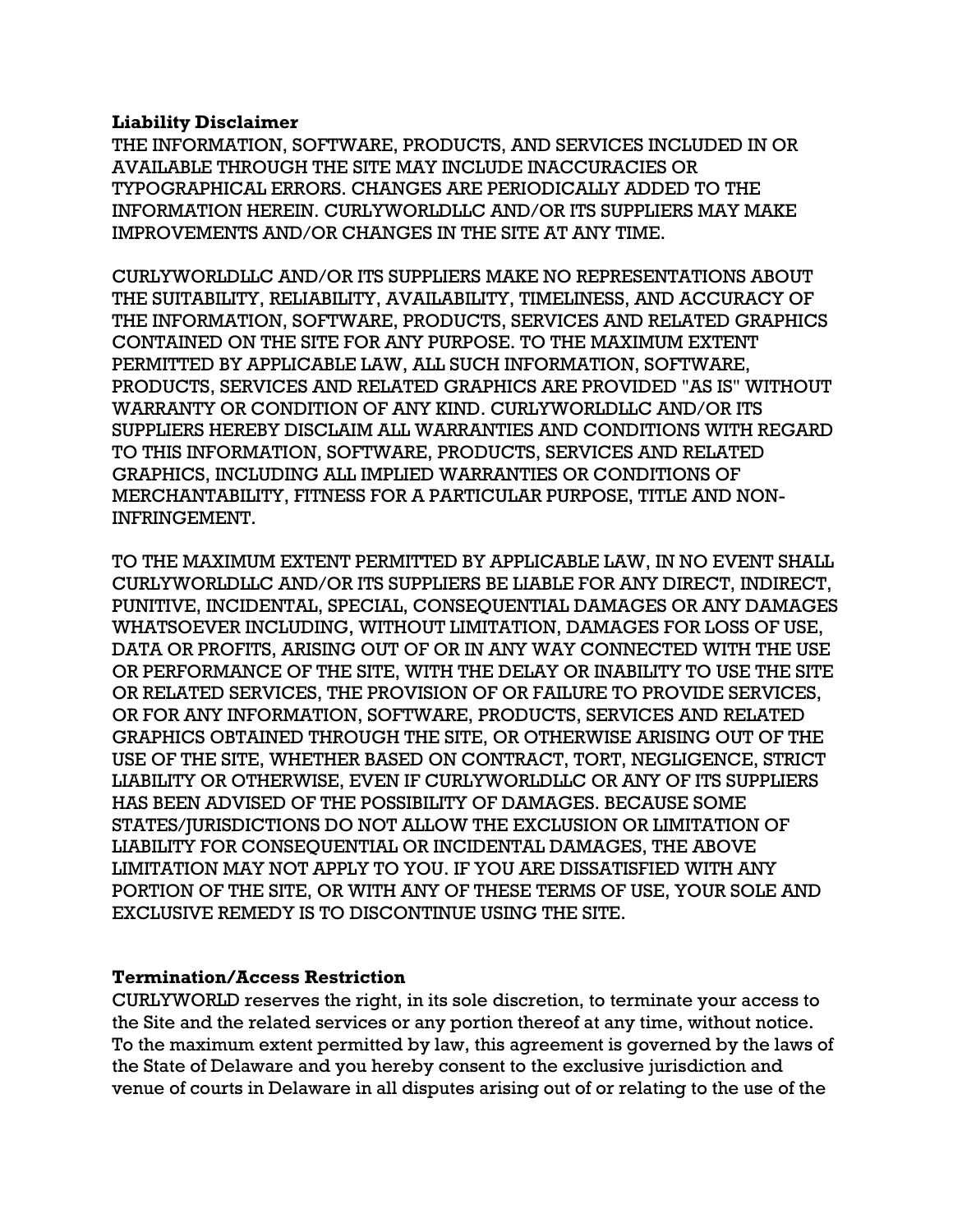**Liability Disclaimer**

THE INFORMATION, SOFTWARE, PRODUCTS, AND SERVICES INCLUDED IN OR AVAILABLE THROUGH THE SITE MAY INCLUDE INACCURACIES OR TYPOGRAPHICAL ERRORS. CHANGES ARE PERIODICALLY ADDED TO THE INFORMATION HEREIN. CURLYWORLDLLC AND/OR ITS SUPPLIERS MAY MAKE IMPROVEMENTS AND/OR CHANGES IN THE SITE AT ANY TIME.

CURLYWORLDLLC AND/OR ITS SUPPLIERS MAKE NO REPRESENTATIONS ABOUT THE SUITABILITY, RELIABILITY, AVAILABILITY, TIMELINESS, AND ACCURACY OF THE INFORMATION, SOFTWARE, PRODUCTS, SERVICES AND RELATED GRAPHICS CONTAINED ON THE SITE FOR ANY PURPOSE. TO THE MAXIMUM EXTENT PERMITTED BY APPLICABLE LAW, ALL SUCH INFORMATION, SOFTWARE, PRODUCTS, SERVICES AND RELATED GRAPHICS ARE PROVIDED "AS IS" WITHOUT WARRANTY OR CONDITION OF ANY KIND. CURLYWORLDLLC AND/OR ITS SUPPLIERS HEREBY DISCLAIM ALL WARRANTIES AND CONDITIONS WITH REGARD TO THIS INFORMATION, SOFTWARE, PRODUCTS, SERVICES AND RELATED GRAPHICS, INCLUDING ALL IMPLIED WARRANTIES OR CONDITIONS OF MERCHANTABILITY, FITNESS FOR A PARTICULAR PURPOSE, TITLE AND NON-INFRINGEMENT.

TO THE MAXIMUM EXTENT PERMITTED BY APPLICABLE LAW, IN NO EVENT SHALL CURLYWORLDLLC AND/OR ITS SUPPLIERS BE LIABLE FOR ANY DIRECT, INDIRECT, PUNITIVE, INCIDENTAL, SPECIAL, CONSEQUENTIAL DAMAGES OR ANY DAMAGES WHATSOEVER INCLUDING, WITHOUT LIMITATION, DAMAGES FOR LOSS OF USE, DATA OR PROFITS, ARISING OUT OF OR IN ANY WAY CONNECTED WITH THE USE OR PERFORMANCE OF THE SITE, WITH THE DELAY OR INABILITY TO USE THE SITE OR RELATED SERVICES, THE PROVISION OF OR FAILURE TO PROVIDE SERVICES, OR FOR ANY INFORMATION, SOFTWARE, PRODUCTS, SERVICES AND RELATED GRAPHICS OBTAINED THROUGH THE SITE, OR OTHERWISE ARISING OUT OF THE USE OF THE SITE, WHETHER BASED ON CONTRACT, TORT, NEGLIGENCE, STRICT LIABILITY OR OTHERWISE, EVEN IF CURLYWORLDLLC OR ANY OF ITS SUPPLIERS HAS BEEN ADVISED OF THE POSSIBILITY OF DAMAGES. BECAUSE SOME STATES/JURISDICTIONS DO NOT ALLOW THE EXCLUSION OR LIMITATION OF LIABILITY FOR CONSEQUENTIAL OR INCIDENTAL DAMAGES, THE ABOVE LIMITATION MAY NOT APPLY TO YOU. IF YOU ARE DISSATISFIED WITH ANY PORTION OF THE SITE, OR WITH ANY OF THESE TERMS OF USE, YOUR SOLE AND EXCLUSIVE REMEDY IS TO DISCONTINUE USING THE SITE.

**Termination/Access Restriction**

CURLYWORLD reserves the right, in its sole discretion, to terminate your access to the Site and the related services or any portion thereof at any time, without notice. To the maximum extent permitted by law, this agreement is governed by the laws of the State of Delaware and you hereby consent to the exclusive jurisdiction and venue of courts in Delaware in all disputes arising out of or relating to the use of the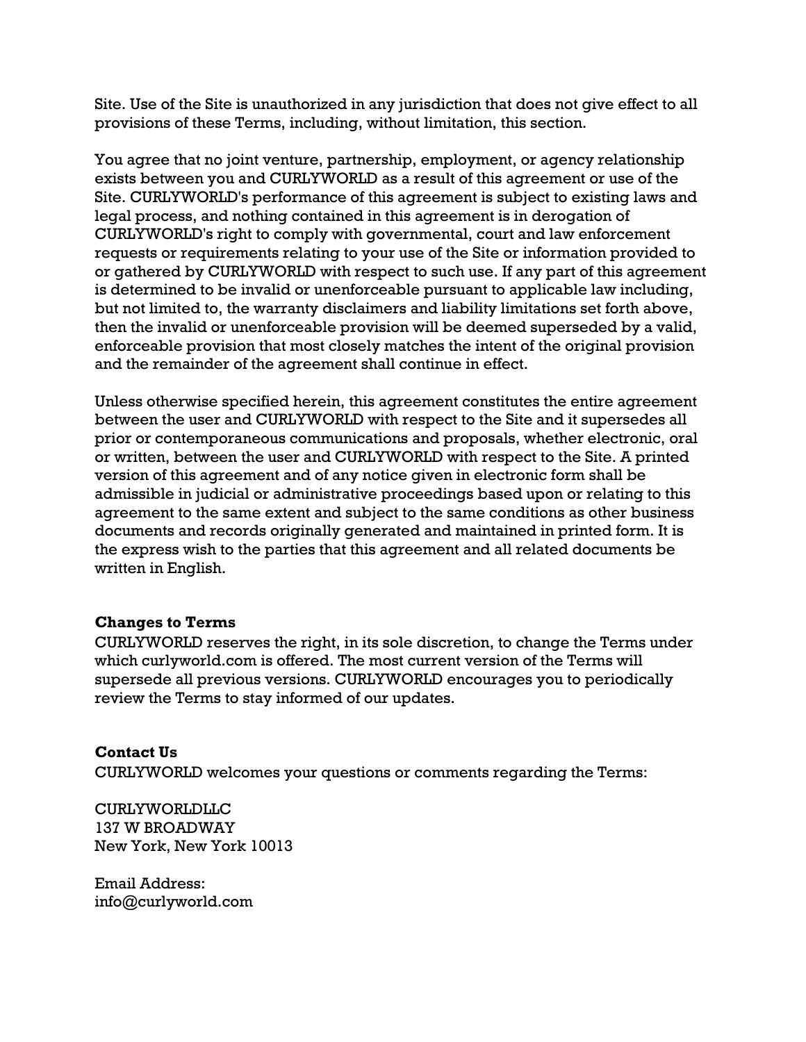Site. Use of the Site is unauthorized in any jurisdiction that does not give effect to all provisions of these Terms, including, without limitation, this section.

You agree that no joint venture, partnership, employment, or agency relationship exists between you and CURLYWORLD as a result of this agreement or use of the Site. CURLYWORLD's performance of this agreement is subject to existing laws and legal process, and nothing contained in this agreement is in derogation of CURLYWORLD's right to comply with governmental, court and law enforcement requests or requirements relating to your use of the Site or information provided to or gathered by CURLYWORLD with respect to such use. If any part of this agreement is determined to be invalid or unenforceable pursuant to applicable law including, but not limited to, the warranty disclaimers and liability limitations set forth above, then the invalid or unenforceable provision will be deemed superseded by a valid, enforceable provision that most closely matches the intent of the original provision and the remainder of the agreement shall continue in effect.

Unless otherwise specified herein, this agreement constitutes the entire agreement between the user and CURLYWORLD with respect to the Site and it supersedes all prior or contemporaneous communications and proposals, whether electronic, oral or written, between the user and CURLYWORLD with respect to the Site. A printed version of this agreement and of any notice given in electronic form shall be admissible in judicial or administrative proceedings based upon or relating to this agreement to the same extent and subject to the same conditions as other business documents and records originally generated and maintained in printed form. It is the express wish to the parties that this agreement and all related documents be written in English.

**Changes to Terms**

CURLYWORLD reserves the right, in its sole discretion, to change the Terms under which curlyworld.com is offered. The most current version of the Terms will supersede all previous versions. CURLYWORLD encourages you to periodically review the Terms to stay informed of our updates.

**Contact Us**

CURLYWORLD welcomes your questions or comments regarding the Terms:

CURLYWORLDLLC
137 W BROADWAY
New York, New York 10013

Email Address:
info@curlyworld.com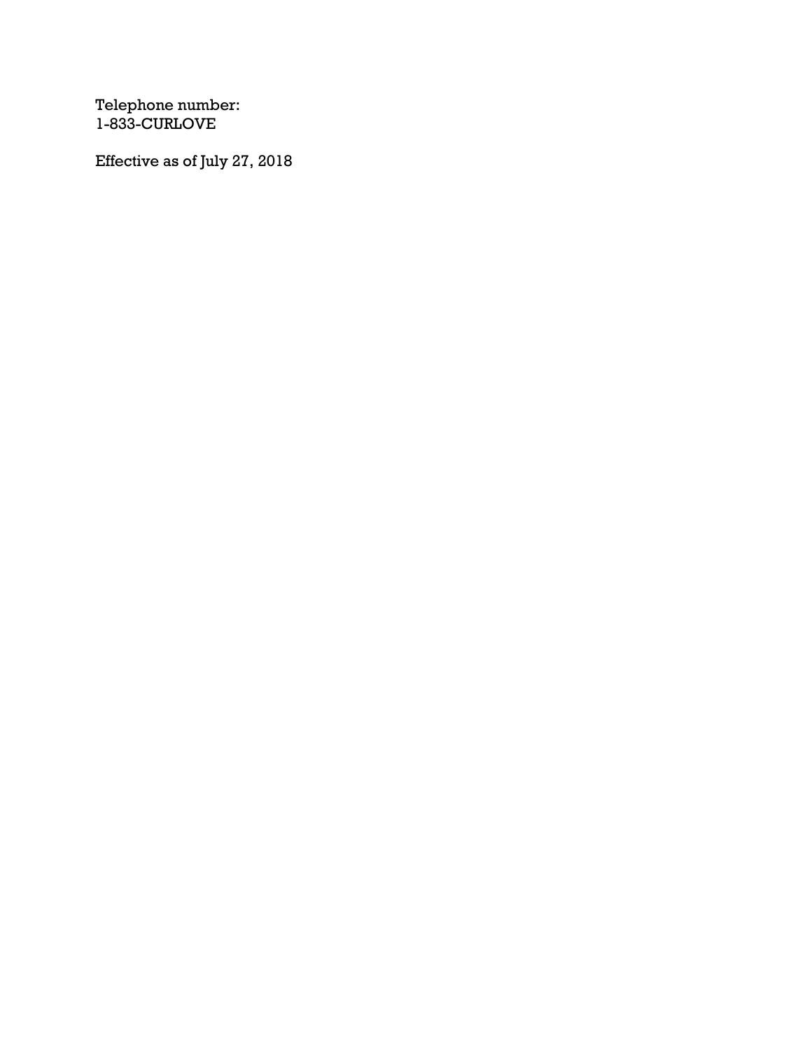Telephone number:
1-833-CURLOVE

Effective as of July 27, 2018